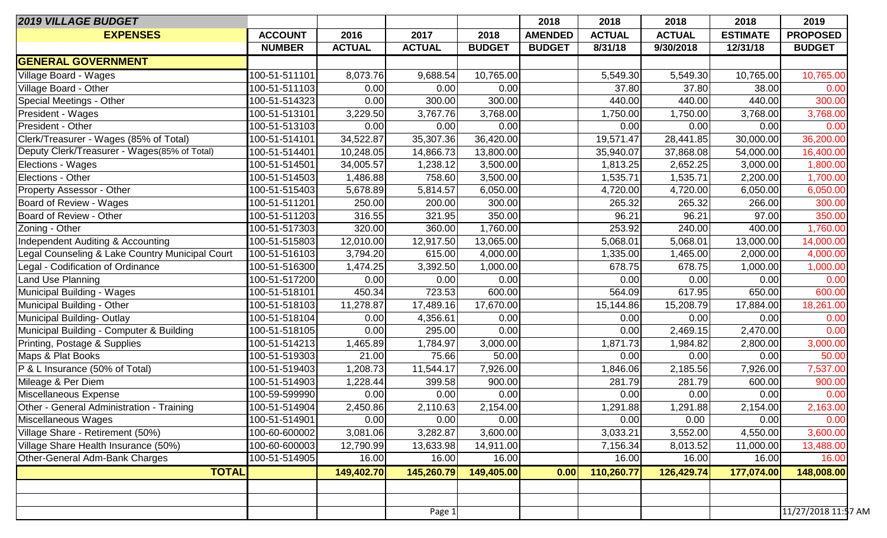| 2019 VILLAGE BUDGET | | | | | 2018 | 2018 | 2018 | 2018 | 2019 |
|---|---|---|---|---|---|---|---|---|---|
| **EXPENSES** | **ACCOUNT** | **2016** | **2017** | **2018** | **AMENDED** | **ACTUAL** | **ACTUAL** | **ESTIMATE** | **PROPOSED** |
| | **NUMBER** | **ACTUAL** | **ACTUAL** | **BUDGET** | **BUDGET** | **8/31/18** | **9/30/2018** | **12/31/18** | **BUDGET** |
| **GENERAL GOVERNMENT** | | | | | | | | | |
| Village Board - Wages | 100-51-511101 | 8,073.76 | 9,688.54 | 10,765.00 | | 5,549.30 | 5,549.30 | 10,765.00 | 10,765.00 |
| Village Board - Other | 100-51-511103 | 0.00 | 0.00 | 0.00 | | 37.80 | 37.80 | 38.00 | 0.00 |
| Special Meetings - Other | 100-51-514323 | 0.00 | 300.00 | 300.00 | | 440.00 | 440.00 | 440.00 | 300.00 |
| President - Wages | 100-51-513101 | 3,229.50 | 3,767.76 | 3,768.00 | | 1,750.00 | 1,750.00 | 3,768.00 | 3,768.00 |
| President - Other | 100-51-513103 | 0.00 | 0.00 | 0.00 | | 0.00 | 0.00 | 0.00 | 0.00 |
| Clerk/Treasurer - Wages (85% of Total) | 100-51-514101 | 34,522.87 | 35,307.36 | 36,420.00 | | 19,571.47 | 28,441.85 | 30,000.00 | 36,200.00 |
| Deputy Clerk/Treasurer - Wages(85% of Total) | 100-51-514401 | 10,248.05 | 14,866.73 | 13,800.00 | | 35,940.07 | 37,868.08 | 54,000.00 | 16,400.00 |
| Elections - Wages | 100-51-514501 | 34,005.57 | 1,238.12 | 3,500.00 | | 1,813.25 | 2,652.25 | 3,000.00 | 1,800.00 |
| Elections - Other | 100-51-514503 | 1,486.88 | 758.60 | 3,500.00 | | 1,535.71 | 1,535.71 | 2,200.00 | 1,700.00 |
| Property Assessor - Other | 100-51-515403 | 5,678.89 | 5,814.57 | 6,050.00 | | 4,720.00 | 4,720.00 | 6,050.00 | 6,050.00 |
| Board of Review - Wages | 100-51-511201 | 250.00 | 200.00 | 300.00 | | 265.32 | 265.32 | 266.00 | 300.00 |
| Board of Review - Other | 100-51-511203 | 316.55 | 321.95 | 350.00 | | 96.21 | 96.21 | 97.00 | 350.00 |
| Zoning - Other | 100-51-517303 | 320.00 | 360.00 | 1,760.00 | | 253.92 | 240.00 | 400.00 | 1,760.00 |
| Independent Auditing & Accounting | 100-51-515803 | 12,010.00 | 12,917.50 | 13,065.00 | | 5,068.01 | 5,068.01 | 13,000.00 | 14,000.00 |
| Legal Counseling & Lake Country Municipal Court | 100-51-516103 | 3,794.20 | 615.00 | 4,000.00 | | 1,335.00 | 1,465.00 | 2,000.00 | 4,000.00 |
| Legal - Codification of Ordinance | 100-51-516300 | 1,474.25 | 3,392.50 | 1,000.00 | | 678.75 | 678.75 | 1,000.00 | 1,000.00 |
| Land Use Planning | 100-51-517200 | 0.00 | 0.00 | 0.00 | | 0.00 | 0.00 | 0.00 | 0.00 |
| Municipal Building - Wages | 100-51-518101 | 450.34 | 723.53 | 600.00 | | 564.09 | 617.95 | 650.00 | 600.00 |
| Municipal Building - Other | 100-51-518103 | 11,278.87 | 17,489.16 | 17,670.00 | | 15,144.86 | 15,208.79 | 17,884.00 | 18,261.00 |
| Municipal Building- Outlay | 100-51-518104 | 0.00 | 4,356.61 | 0.00 | | 0.00 | 0.00 | 0.00 | 0.00 |
| Municipal Building - Computer & Building | 100-51-518105 | 0.00 | 295.00 | 0.00 | | 0.00 | 2,469.15 | 2,470.00 | 0.00 |
| Printing, Postage & Supplies | 100-51-514213 | 1,465.89 | 1,784.97 | 3,000.00 | | 1,871.73 | 1,984.82 | 2,800.00 | 3,000.00 |
| Maps & Plat Books | 100-51-519303 | 21.00 | 75.66 | 50.00 | | 0.00 | 0.00 | 0.00 | 50.00 |
| P & L Insurance (50% of Total) | 100-51-519403 | 1,208.73 | 11,544.17 | 7,926.00 | | 1,846.06 | 2,185.56 | 7,926.00 | 7,537.00 |
| Mileage & Per Diem | 100-51-514903 | 1,228.44 | 399.58 | 900.00 | | 281.79 | 281.79 | 600.00 | 900.00 |
| Miscellaneous Expense | 100-59-599990 | 0.00 | 0.00 | 0.00 | | 0.00 | 0.00 | 0.00 | 0.00 |
| Other - General Administration - Training | 100-51-514904 | 2,450.86 | 2,110.63 | 2,154.00 | | 1,291.88 | 1,291.88 | 2,154.00 | 2,163.00 |
| Miscellaneous Wages | 100-51-514901 | 0.00 | 0.00 | 0.00 | | 0.00 | 0.00 | 0.00 | 0.00 |
| Village Share - Retirement (50%) | 100-60-600002 | 3,081.06 | 3,282.87 | 3,600.00 | | 3,033.21 | 3,552.00 | 4,550.00 | 3,600.00 |
| Village Share Health Insurance (50%) | 100-60-600003 | 12,790.99 | 13,633.98 | 14,911.00 | | 7,156.34 | 8,013.52 | 11,000.00 | 13,488.00 |
| Other-General Adm-Bank Charges | 100-51-514905 | 16.00 | 16.00 | 16.00 | | 16.00 | 16.00 | 16.00 | 16.00 |
| **TOTAL** | | **149,402.70** | **145,260.79** | **149,405.00** | **0.00** | **110,260.77** | **126,429.74** | **177,074.00** | **148,008.00** |

11/27/2018 11:57 AM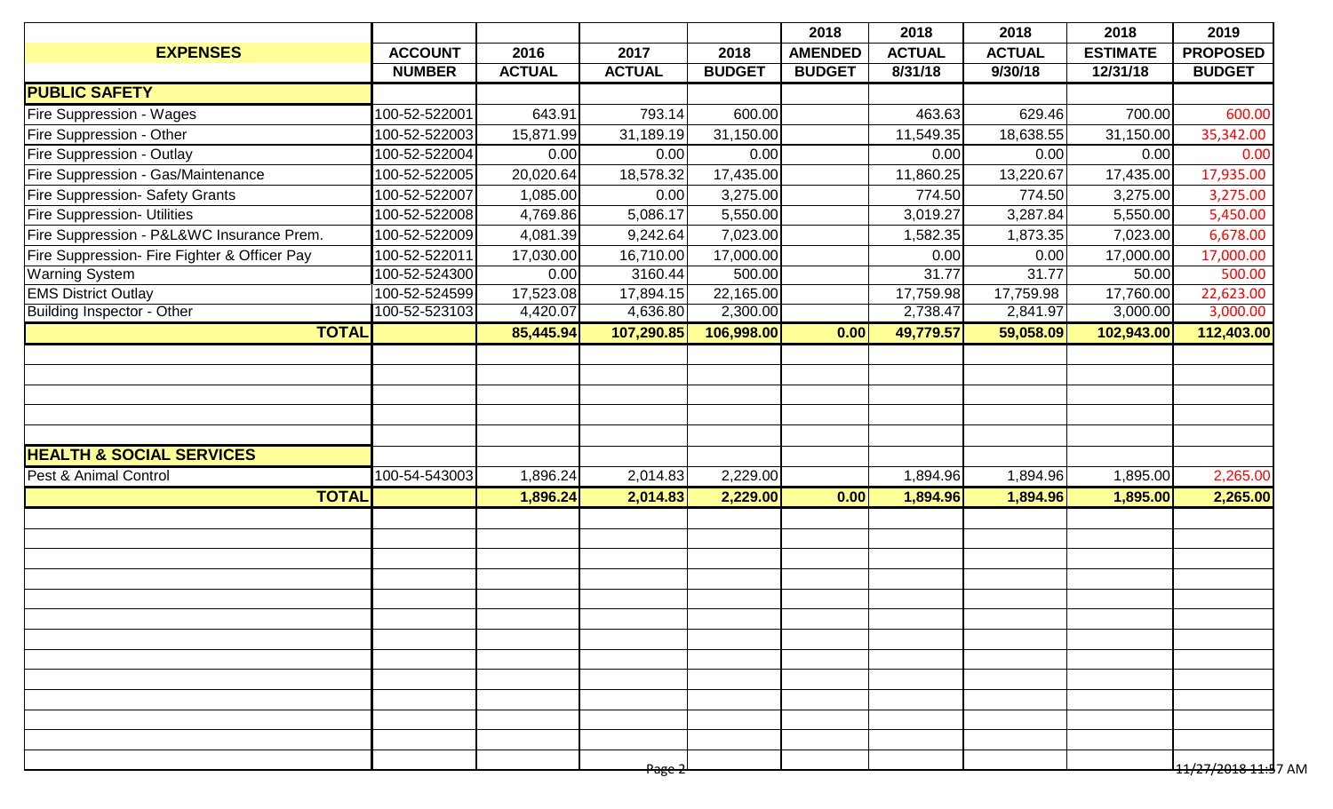| EXPENSES | ACCOUNT NUMBER | 2016 ACTUAL | 2017 ACTUAL | 2018 BUDGET | 2018 AMENDED BUDGET | 2018 ACTUAL 8/31/18 | 2018 ACTUAL 9/30/18 | 2018 ESTIMATE 12/31/18 | 2019 PROPOSED BUDGET |
|---|---|---|---|---|---|---|---|---|---|
| **PUBLIC SAFETY** | | | | | | | | | |
| Fire Suppression - Wages | 100-52-522001 | 643.91 | 793.14 | 600.00 | | 463.63 | 629.46 | 700.00 | 600.00 |
| Fire Suppression - Other | 100-52-522003 | 15,871.99 | 31,189.19 | 31,150.00 | | 11,549.35 | 18,638.55 | 31,150.00 | 35,342.00 |
| Fire Suppression - Outlay | 100-52-522004 | 0.00 | 0.00 | 0.00 | | 0.00 | 0.00 | 0.00 | 0.00 |
| Fire Suppression - Gas/Maintenance | 100-52-522005 | 20,020.64 | 18,578.32 | 17,435.00 | | 11,860.25 | 13,220.67 | 17,435.00 | 17,935.00 |
| Fire Suppression- Safety Grants | 100-52-522007 | 1,085.00 | 0.00 | 3,275.00 | | 774.50 | 774.50 | 3,275.00 | 3,275.00 |
| Fire Suppression- Utilities | 100-52-522008 | 4,769.86 | 5,086.17 | 5,550.00 | | 3,019.27 | 3,287.84 | 5,550.00 | 5,450.00 |
| Fire Suppression - P&L&WC Insurance Prem. | 100-52-522009 | 4,081.39 | 9,242.64 | 7,023.00 | | 1,582.35 | 1,873.35 | 7,023.00 | 6,678.00 |
| Fire Suppression- Fire Fighter & Officer Pay | 100-52-522011 | 17,030.00 | 16,710.00 | 17,000.00 | | 0.00 | 0.00 | 17,000.00 | 17,000.00 |
| Warning System | 100-52-524300 | 0.00 | 3160.44 | 500.00 | | 31.77 | 31.77 | 50.00 | 500.00 |
| EMS District Outlay | 100-52-524599 | 17,523.08 | 17,894.15 | 22,165.00 | | 17,759.98 | 17,759.98 | 17,760.00 | 22,623.00 |
| Building Inspector - Other | 100-52-523103 | 4,420.07 | 4,636.80 | 2,300.00 | | 2,738.47 | 2,841.97 | 3,000.00 | 3,000.00 |
| **TOTAL** | | **85,445.94** | **107,290.85** | **106,998.00** | **0.00** | **49,779.57** | **59,058.09** | **102,943.00** | **112,403.00** |
| **HEALTH & SOCIAL SERVICES** | | | | | | | | | |
| Pest & Animal Control | 100-54-543003 | 1,896.24 | 2,014.83 | 2,229.00 | | 1,894.96 | 1,894.96 | 1,895.00 | 2,265.00 |
| **TOTAL** | | **1,896.24** | **2,014.83** | **2,229.00** | **0.00** | **1,894.96** | **1,894.96** | **1,895.00** | **2,265.00** |

11/27/2018 11:57 AM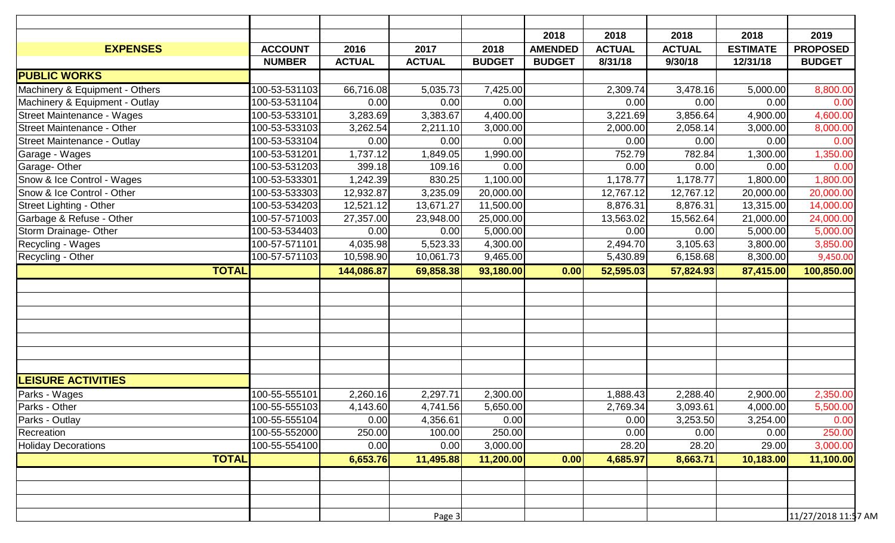| EXPENSES | ACCOUNT NUMBER | 2016 ACTUAL | 2017 ACTUAL | 2018 BUDGET | 2018 AMENDED BUDGET | 2018 ACTUAL 8/31/18 | 2018 ACTUAL 9/30/18 | 2018 ESTIMATE 12/31/18 | 2019 PROPOSED BUDGET |
|---|---|---|---|---|---|---|---|---|---|
| **PUBLIC WORKS** | | | | | | | | | |
| Machinery & Equipment - Others | 100-53-531103 | 66,716.08 | 5,035.73 | 7,425.00 | | 2,309.74 | 3,478.16 | 5,000.00 | 8,800.00 |
| Machinery & Equipment - Outlay | 100-53-531104 | 0.00 | 0.00 | 0.00 | | 0.00 | 0.00 | 0.00 | 0.00 |
| Street Maintenance - Wages | 100-53-533101 | 3,283.69 | 3,383.67 | 4,400.00 | | 3,221.69 | 3,856.64 | 4,900.00 | 4,600.00 |
| Street Maintenance - Other | 100-53-533103 | 3,262.54 | 2,211.10 | 3,000.00 | | 2,000.00 | 2,058.14 | 3,000.00 | 8,000.00 |
| Street Maintenance - Outlay | 100-53-533104 | 0.00 | 0.00 | 0.00 | | 0.00 | 0.00 | 0.00 | 0.00 |
| Garage - Wages | 100-53-531201 | 1,737.12 | 1,849.05 | 1,990.00 | | 752.79 | 782.84 | 1,300.00 | 1,350.00 |
| Garage- Other | 100-53-531203 | 399.18 | 109.16 | 0.00 | | 0.00 | 0.00 | 0.00 | 0.00 |
| Snow & Ice Control - Wages | 100-53-533301 | 1,242.39 | 830.25 | 1,100.00 | | 1,178.77 | 1,178.77 | 1,800.00 | 1,800.00 |
| Snow & Ice Control - Other | 100-53-533303 | 12,932.87 | 3,235.09 | 20,000.00 | | 12,767.12 | 12,767.12 | 20,000.00 | 20,000.00 |
| Street Lighting - Other | 100-53-534203 | 12,521.12 | 13,671.27 | 11,500.00 | | 8,876.31 | 8,876.31 | 13,315.00 | 14,000.00 |
| Garbage & Refuse - Other | 100-57-571003 | 27,357.00 | 23,948.00 | 25,000.00 | | 13,563.02 | 15,562.64 | 21,000.00 | 24,000.00 |
| Storm Drainage- Other | 100-53-534403 | 0.00 | 0.00 | 5,000.00 | | 0.00 | 0.00 | 5,000.00 | 5,000.00 |
| Recycling - Wages | 100-57-571101 | 4,035.98 | 5,523.33 | 4,300.00 | | 2,494.70 | 3,105.63 | 3,800.00 | 3,850.00 |
| Recycling - Other | 100-57-571103 | 10,598.90 | 10,061.73 | 9,465.00 | | 5,430.89 | 6,158.68 | 8,300.00 | 9,450.00 |
| **TOTAL** | | **144,086.87** | **69,858.38** | **93,180.00** | **0.00** | **52,595.03** | **57,824.93** | **87,415.00** | **100,850.00** |
| | | | | | | | | | |
| **LEISURE ACTIVITIES** | | | | | | | | | |
| Parks - Wages | 100-55-555101 | 2,260.16 | 2,297.71 | 2,300.00 | | 1,888.43 | 2,288.40 | 2,900.00 | 2,350.00 |
| Parks - Other | 100-55-555103 | 4,143.60 | 4,741.56 | 5,650.00 | | 2,769.34 | 3,093.61 | 4,000.00 | 5,500.00 |
| Parks - Outlay | 100-55-555104 | 0.00 | 4,356.61 | 0.00 | | 0.00 | 3,253.50 | 3,254.00 | 0.00 |
| Recreation | 100-55-552000 | 250.00 | 100.00 | 250.00 | | 0.00 | 0.00 | 0.00 | 250.00 |
| Holiday Decorations | 100-55-554100 | 0.00 | 0.00 | 3,000.00 | | 28.20 | 28.20 | 29.00 | 3,000.00 |
| **TOTAL** | | **6,653.76** | **11,495.88** | **11,200.00** | **0.00** | **4,685.97** | **8,663.71** | **10,183.00** | **11,100.00** |

11/27/2018 11:57 AM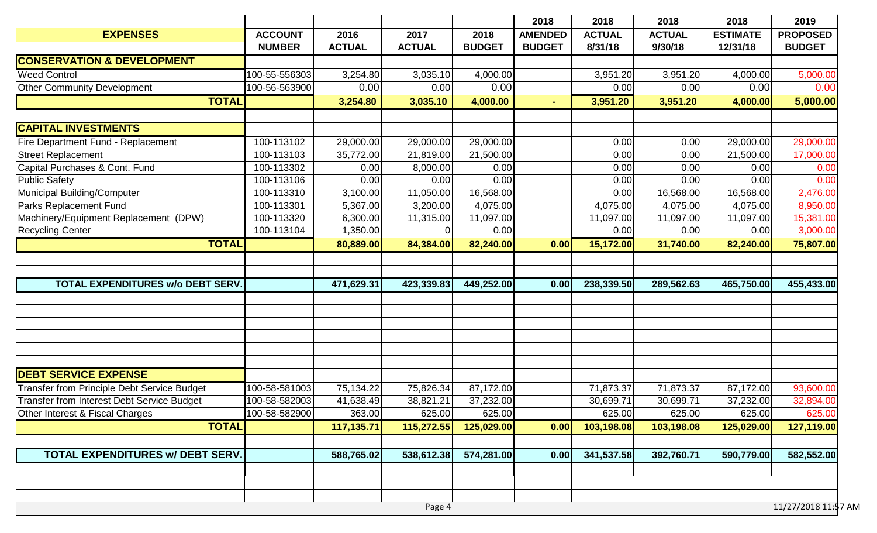| EXPENSES | ACCOUNT NUMBER | 2016 ACTUAL | 2017 ACTUAL | 2018 BUDGET | 2018 AMENDED BUDGET | 2018 ACTUAL 8/31/18 | 2018 ACTUAL 9/30/18 | 2018 ESTIMATE 12/31/18 | 2019 PROPOSED BUDGET |
|---|---|---|---|---|---|---|---|---|---|
| **CONSERVATION & DEVELOPMENT** | | | | | | | | | |
| Weed Control | 100-55-556303 | 3,254.80 | 3,035.10 | 4,000.00 | | 3,951.20 | 3,951.20 | 4,000.00 | 5,000.00 |
| Other Community Development | 100-56-563900 | 0.00 | 0.00 | 0.00 | | 0.00 | 0.00 | 0.00 | 0.00 |
| **TOTAL** | | **3,254.80** | **3,035.10** | **4,000.00** | **-** | **3,951.20** | **3,951.20** | **4,000.00** | **5,000.00** |
| | | | | | | | | | |
| **CAPITAL INVESTMENTS** | | | | | | | | | |
| Fire Department Fund - Replacement | 100-113102 | 29,000.00 | 29,000.00 | 29,000.00 | | 0.00 | 0.00 | 29,000.00 | 29,000.00 |
| Street Replacement | 100-113103 | 35,772.00 | 21,819.00 | 21,500.00 | | 0.00 | 0.00 | 21,500.00 | 17,000.00 |
| Capital Purchases & Cont. Fund | 100-113302 | 0.00 | 8,000.00 | 0.00 | | 0.00 | 0.00 | 0.00 | 0.00 |
| Public Safety | 100-113106 | 0.00 | 0.00 | 0.00 | | 0.00 | 0.00 | 0.00 | 0.00 |
| Municipal Building/Computer | 100-113310 | 3,100.00 | 11,050.00 | 16,568.00 | | 0.00 | 16,568.00 | 16,568.00 | 2,476.00 |
| Parks Replacement Fund | 100-113301 | 5,367.00 | 3,200.00 | 4,075.00 | | 4,075.00 | 4,075.00 | 4,075.00 | 8,950.00 |
| Machinery/Equipment Replacement (DPW) | 100-113320 | 6,300.00 | 11,315.00 | 11,097.00 | | 11,097.00 | 11,097.00 | 11,097.00 | 15,381.00 |
| Recycling Center | 100-113104 | 1,350.00 | 0 | 0.00 | | 0.00 | 0.00 | 0.00 | 3,000.00 |
| **TOTAL** | | **80,889.00** | **84,384.00** | **82,240.00** | **0.00** | **15,172.00** | **31,740.00** | **82,240.00** | **75,807.00** |
| | | | | | | | | | |
| **TOTAL EXPENDITURES w/o DEBT SERV.** | | **471,629.31** | **423,339.83** | **449,252.00** | **0.00** | **238,339.50** | **289,562.63** | **465,750.00** | **455,433.00** |
| | | | | | | | | | |
| **DEBT SERVICE EXPENSE** | | | | | | | | | |
| Transfer from Principle Debt Service Budget | 100-58-581003 | 75,134.22 | 75,826.34 | 87,172.00 | | 71,873.37 | 71,873.37 | 87,172.00 | 93,600.00 |
| Transfer from Interest Debt Service Budget | 100-58-582003 | 41,638.49 | 38,821.21 | 37,232.00 | | 30,699.71 | 30,699.71 | 37,232.00 | 32,894.00 |
| Other Interest & Fiscal Charges | 100-58-582900 | 363.00 | 625.00 | 625.00 | | 625.00 | 625.00 | 625.00 | 625.00 |
| **TOTAL** | | **117,135.71** | **115,272.55** | **125,029.00** | **0.00** | **103,198.08** | **103,198.08** | **125,029.00** | **127,119.00** |
| | | | | | | | | | |
| **TOTAL EXPENDITURES w/ DEBT SERV.** | | **588,765.02** | **538,612.38** | **574,281.00** | **0.00** | **341,537.58** | **392,760.71** | **590,779.00** | **582,552.00** |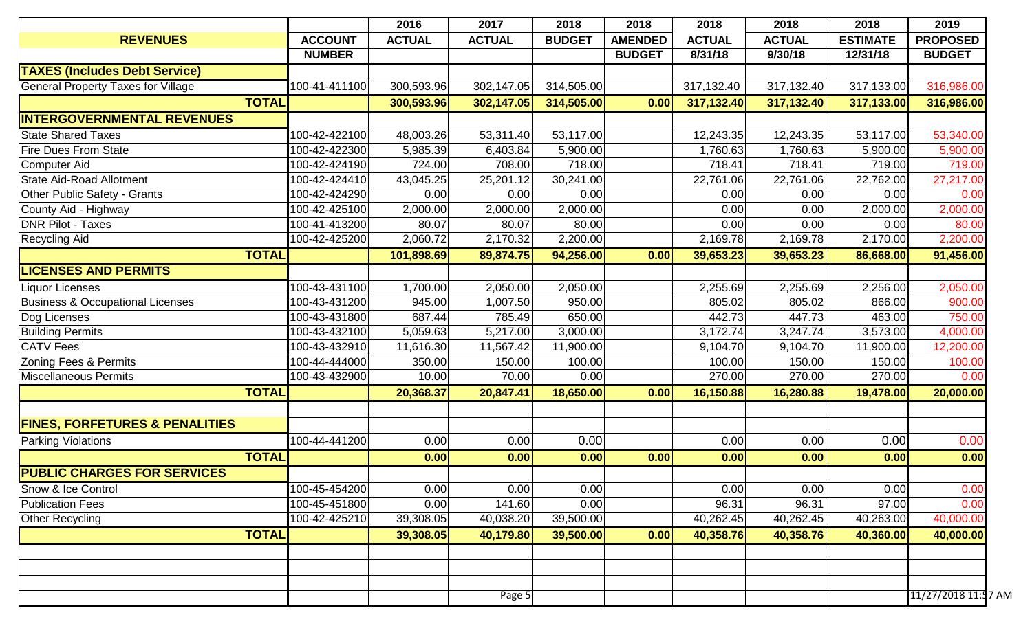| REVENUES | ACCOUNT NUMBER | 2016 ACTUAL | 2017 ACTUAL | 2018 BUDGET | 2018 AMENDED BUDGET | 2018 ACTUAL 8/31/18 | 2018 ACTUAL 9/30/18 | 2018 ESTIMATE 12/31/18 | 2019 PROPOSED BUDGET |
|---|---|---|---|---|---|---|---|---|---|
| **TAXES (Includes Debt Service)** | | | | | | | | | |
| General Property Taxes for Village | 100-41-411100 | 300,593.96 | 302,147.05 | 314,505.00 | | 317,132.40 | 317,132.40 | 317,133.00 | 316,986.00 |
| **TOTAL** | | **300,593.96** | **302,147.05** | **314,505.00** | **0.00** | **317,132.40** | **317,132.40** | **317,133.00** | **316,986.00** |
| **INTERGOVERNMENTAL REVENUES** | | | | | | | | | |
| State Shared Taxes | 100-42-422100 | 48,003.26 | 53,311.40 | 53,117.00 | | 12,243.35 | 12,243.35 | 53,117.00 | 53,340.00 |
| Fire Dues From State | 100-42-422300 | 5,985.39 | 6,403.84 | 5,900.00 | | 1,760.63 | 1,760.63 | 5,900.00 | 5,900.00 |
| Computer Aid | 100-42-424190 | 724.00 | 708.00 | 718.00 | | 718.41 | 718.41 | 719.00 | 719.00 |
| State Aid-Road Allotment | 100-42-424410 | 43,045.25 | 25,201.12 | 30,241.00 | | 22,761.06 | 22,761.06 | 22,762.00 | 27,217.00 |
| Other Public Safety - Grants | 100-42-424290 | 0.00 | 0.00 | 0.00 | | 0.00 | 0.00 | 0.00 | 0.00 |
| County Aid - Highway | 100-42-425100 | 2,000.00 | 2,000.00 | 2,000.00 | | 0.00 | 0.00 | 2,000.00 | 2,000.00 |
| DNR Pilot - Taxes | 100-41-413200 | 80.07 | 80.07 | 80.00 | | 0.00 | 0.00 | 0.00 | 80.00 |
| Recycling Aid | 100-42-425200 | 2,060.72 | 2,170.32 | 2,200.00 | | 2,169.78 | 2,169.78 | 2,170.00 | 2,200.00 |
| **TOTAL** | | **101,898.69** | **89,874.75** | **94,256.00** | **0.00** | **39,653.23** | **39,653.23** | **86,668.00** | **91,456.00** |
| **LICENSES AND PERMITS** | | | | | | | | | |
| Liquor Licenses | 100-43-431100 | 1,700.00 | 2,050.00 | 2,050.00 | | 2,255.69 | 2,255.69 | 2,256.00 | 2,050.00 |
| Business & Occupational Licenses | 100-43-431200 | 945.00 | 1,007.50 | 950.00 | | 805.02 | 805.02 | 866.00 | 900.00 |
| Dog Licenses | 100-43-431800 | 687.44 | 785.49 | 650.00 | | 442.73 | 447.73 | 463.00 | 750.00 |
| Building Permits | 100-43-432100 | 5,059.63 | 5,217.00 | 3,000.00 | | 3,172.74 | 3,247.74 | 3,573.00 | 4,000.00 |
| CATV Fees | 100-43-432910 | 11,616.30 | 11,567.42 | 11,900.00 | | 9,104.70 | 9,104.70 | 11,900.00 | 12,200.00 |
| Zoning Fees & Permits | 100-44-444000 | 350.00 | 150.00 | 100.00 | | 100.00 | 150.00 | 150.00 | 100.00 |
| Miscellaneous Permits | 100-43-432900 | 10.00 | 70.00 | 0.00 | | 270.00 | 270.00 | 270.00 | 0.00 |
| **TOTAL** | | **20,368.37** | **20,847.41** | **18,650.00** | **0.00** | **16,150.88** | **16,280.88** | **19,478.00** | **20,000.00** |
| **FINES, FORFETURES & PENALITIES** | | | | | | | | | |
| Parking Violations | 100-44-441200 | 0.00 | 0.00 | 0.00 | | 0.00 | 0.00 | 0.00 | 0.00 |
| **TOTAL** | | **0.00** | **0.00** | **0.00** | **0.00** | **0.00** | **0.00** | **0.00** | **0.00** |
| **PUBLIC CHARGES FOR SERVICES** | | | | | | | | | |
| Snow & Ice Control | 100-45-454200 | 0.00 | 0.00 | 0.00 | | 0.00 | 0.00 | 0.00 | 0.00 |
| Publication Fees | 100-45-451800 | 0.00 | 141.60 | 0.00 | | 96.31 | 96.31 | 97.00 | 0.00 |
| Other Recycling | 100-42-425210 | 39,308.05 | 40,038.20 | 39,500.00 | | 40,262.45 | 40,262.45 | 40,263.00 | 40,000.00 |
| **TOTAL** | | **39,308.05** | **40,179.80** | **39,500.00** | **0.00** | **40,358.76** | **40,358.76** | **40,360.00** | **40,000.00** |

11/27/2018 11:57 AM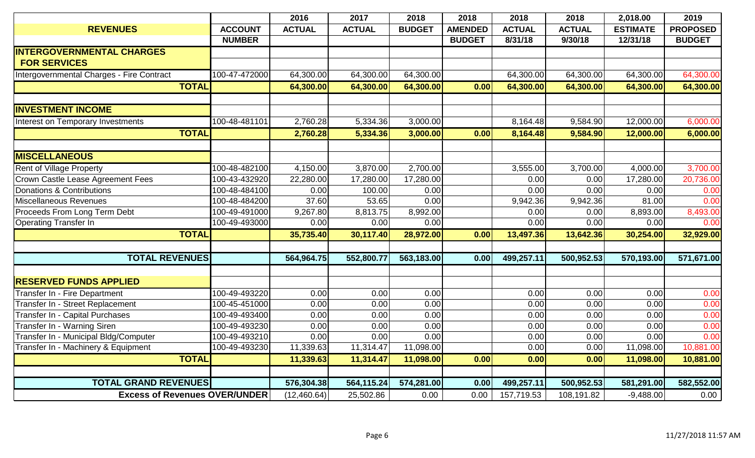| | | 2016 | 2017 | 2018 | 2018 | 2018 | 2018 | 2,018.00 | 2019 |
|---|---|---|---|---|---|---|---|---|---|
| **REVENUES** | **ACCOUNT NUMBER** | **ACTUAL** | **ACTUAL** | **BUDGET** | **AMENDED BUDGET** | **ACTUAL 8/31/18** | **ACTUAL 9/30/18** | **ESTIMATE 12/31/18** | **PROPOSED BUDGET** |
| **INTERGOVERNMENTAL CHARGES FOR SERVICES** | | | | | | | | | |
| Intergovernmental Charges - Fire Contract | 100-47-472000 | 64,300.00 | 64,300.00 | 64,300.00 | | 64,300.00 | 64,300.00 | 64,300.00 | 64,300.00 |
| **TOTAL** | | **64,300.00** | **64,300.00** | **64,300.00** | **0.00** | **64,300.00** | **64,300.00** | **64,300.00** | **64,300.00** |
| | | | | | | | | | |
| **INVESTMENT INCOME** | | | | | | | | | |
| Interest on Temporary Investments | 100-48-481101 | 2,760.28 | 5,334.36 | 3,000.00 | | 8,164.48 | 9,584.90 | 12,000.00 | 6,000.00 |
| **TOTAL** | | **2,760.28** | **5,334.36** | **3,000.00** | **0.00** | **8,164.48** | **9,584.90** | **12,000.00** | **6,000.00** |
| | | | | | | | | | |
| **MISCELLANEOUS** | | | | | | | | | |
| Rent of Village Property | 100-48-482100 | 4,150.00 | 3,870.00 | 2,700.00 | | 3,555.00 | 3,700.00 | 4,000.00 | 3,700.00 |
| Crown Castle Lease Agreement Fees | 100-43-432920 | 22,280.00 | 17,280.00 | 17,280.00 | | 0.00 | 0.00 | 17,280.00 | 20,736.00 |
| Donations & Contributions | 100-48-484100 | 0.00 | 100.00 | 0.00 | | 0.00 | 0.00 | 0.00 | 0.00 |
| Miscellaneous Revenues | 100-48-484200 | 37.60 | 53.65 | 0.00 | | 9,942.36 | 9,942.36 | 81.00 | 0.00 |
| Proceeds From Long Term Debt | 100-49-491000 | 9,267.80 | 8,813.75 | 8,992.00 | | 0.00 | 0.00 | 8,893.00 | 8,493.00 |
| Operating Transfer In | 100-49-493000 | 0.00 | 0.00 | 0.00 | | 0.00 | 0.00 | 0.00 | 0.00 |
| **TOTAL** | | **35,735.40** | **30,117.40** | **28,972.00** | **0.00** | **13,497.36** | **13,642.36** | **30,254.00** | **32,929.00** |
| | | | | | | | | | |
| **TOTAL REVENUES** | | **564,964.75** | **552,800.77** | **563,183.00** | **0.00** | **499,257.11** | **500,952.53** | **570,193.00** | **571,671.00** |
| | | | | | | | | | |
| **RESERVED FUNDS APPLIED** | | | | | | | | | |
| Transfer In - Fire Department | 100-49-493220 | 0.00 | 0.00 | 0.00 | | 0.00 | 0.00 | 0.00 | 0.00 |
| Transfer In - Street Replacement | 100-45-451000 | 0.00 | 0.00 | 0.00 | | 0.00 | 0.00 | 0.00 | 0.00 |
| Transfer In - Capital Purchases | 100-49-493400 | 0.00 | 0.00 | 0.00 | | 0.00 | 0.00 | 0.00 | 0.00 |
| Transfer In - Warning Siren | 100-49-493230 | 0.00 | 0.00 | 0.00 | | 0.00 | 0.00 | 0.00 | 0.00 |
| Transfer In - Municipal Bldg/Computer | 100-49-493210 | 0.00 | 0.00 | 0.00 | | 0.00 | 0.00 | 0.00 | 0.00 |
| Transfer In - Machinery & Equipment | 100-49-493230 | 11,339.63 | 11,314.47 | 11,098.00 | | 0.00 | 0.00 | 11,098.00 | 10,881.00 |
| **TOTAL** | | **11,339.63** | **11,314.47** | **11,098.00** | **0.00** | **0.00** | **0.00** | **11,098.00** | **10,881.00** |
| | | | | | | | | | |
| **TOTAL GRAND REVENUES** | | **576,304.38** | **564,115.24** | **574,281.00** | **0.00** | **499,257.11** | **500,952.53** | **581,291.00** | **582,552.00** |
| **Excess of Revenues OVER/UNDER** | | (12,460.64) | 25,502.86 | 0.00 | 0.00 | 157,719.53 | 108,191.82 | -9,488.00 | 0.00 |